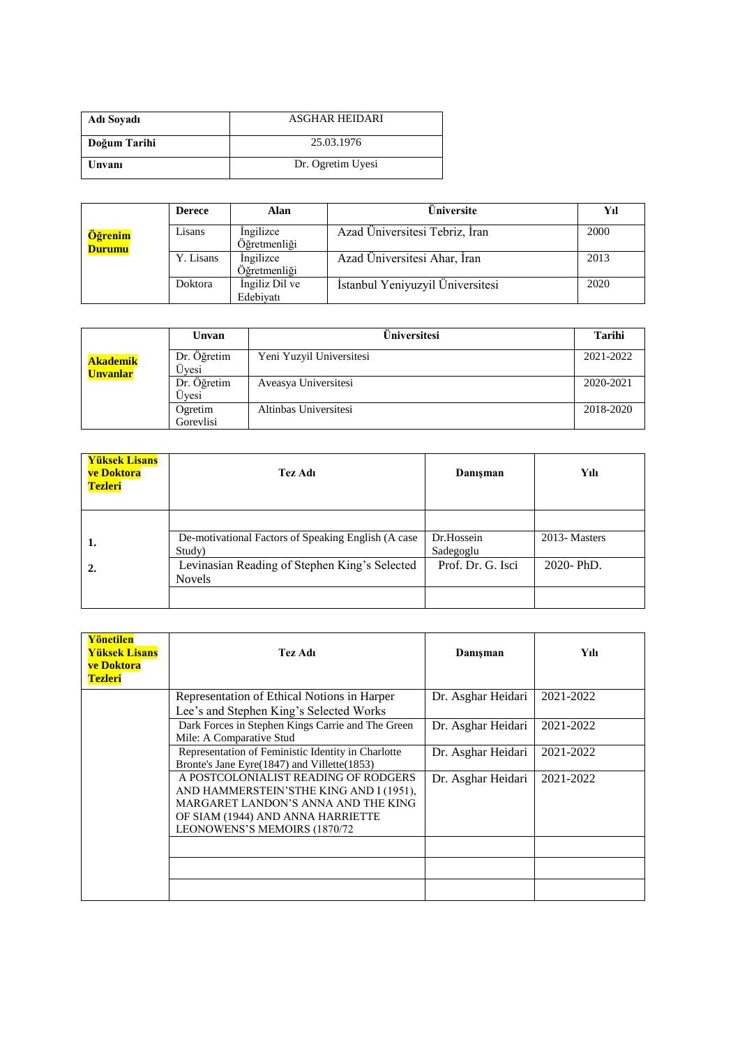| **Adı Soyadı** | ASGHAR HEIDARI |
|---|---|
| **Doğum Tarihi** | 25.03.1976 |
| **Unvanı** | Dr. Ogretim Uyesi |

| | **Derece** | **Alan** | **Üniversite** | **Yıl** |
|---|---|---|---|---|
| **Öğrenim Durumu** | Lisans | İngilizce Öğretmenliği | Azad Üniversitesi Tebriz, İran | 2000 |
| | Y. Lisans | İngilizce Öğretmenliği | Azad Üniversitesi Ahar, İran | 2013 |
| | Doktora | İngiliz Dil ve Edebiyatı | İstanbul Yeniyuzyil Üniversitesi | 2020 |

| | **Unvan** | **Üniversitesi** | **Tarihi** |
|---|---|---|---|
| **Akademik Unvanlar** | Dr. Öğretim Üyesi | Yeni Yuzyil Universitesi | 2021-2022 |
| | Dr. Öğretim Üyesi | Aveasya Universitesi | 2020-2021 |
| | Ogretim Gorevlisi | Altinbas Universitesi | 2018-2020 |

| **Yüksek Lisans ve Doktora Tezleri** | **Tez Adı** | **Danışman** | **Yılı** |
|---|---|---|---|
| | | | |
| **1.** | De-motivational Factors of Speaking English (A case Study) | Dr.Hossein Sadegoglu | 2013- Masters |
| **2.** | Levinasian Reading of Stephen King's Selected Novels | Prof. Dr. G. Isci | 2020- PhD. |
| | | | |

| **Yönetilen Yüksek Lisans ve Doktora Tezleri** | **Tez Adı** | **Danışman** | **Yılı** |
|---|---|---|---|
| | Representation of Ethical Notions in Harper Lee's and Stephen King's Selected Works | Dr. Asghar Heidari | 2021-2022 |
| | Dark Forces in Stephen Kings Carrie and The Green Mile: A Comparative Stud | Dr. Asghar Heidari | 2021-2022 |
| | Representation of Feministic Identity in Charlotte Bronte's Jane Eyre(1847) and Villette(1853) | Dr. Asghar Heidari | 2021-2022 |
| | A POSTCOLONIALIST READING OF RODGERS AND HAMMERSTEIN'STHE KING AND I (1951), MARGARET LANDON'S ANNA AND THE KING OF SIAM (1944) AND ANNA HARRIETTE LEONOWENS'S MEMOIRS (1870/72 | Dr. Asghar Heidari | 2021-2022 |
| | | | |
| | | | |
| | | | |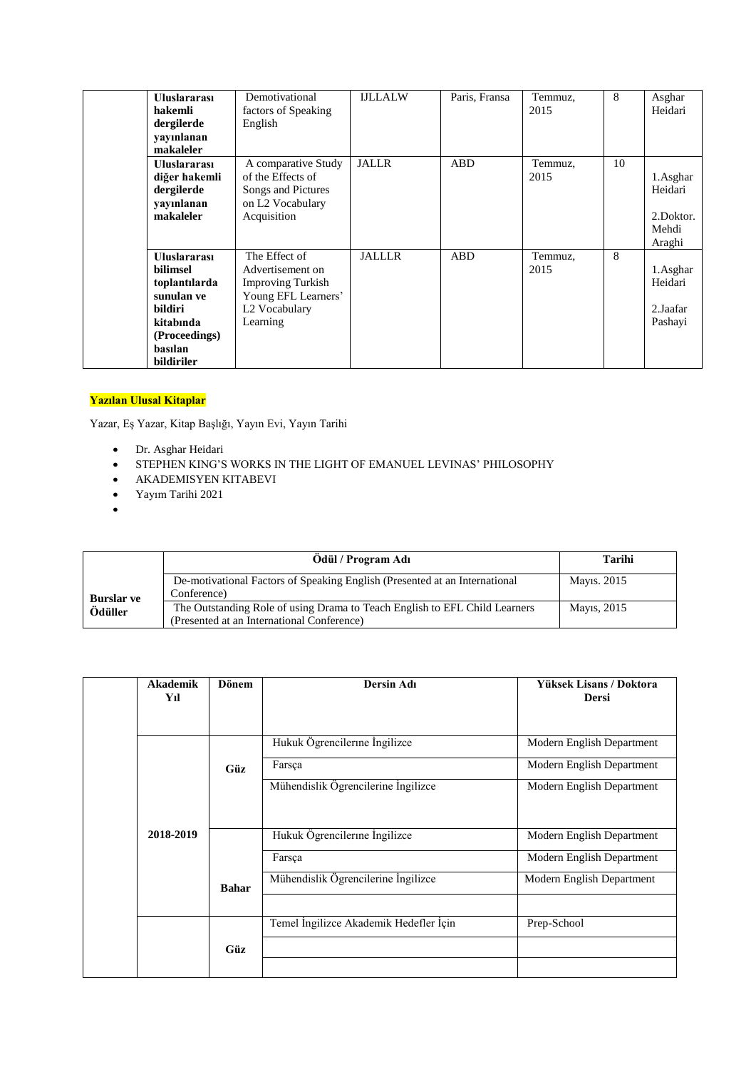|  | Uluslararası hakemli dergilerde yayınlanan makaleler | Demotivational factors of Speaking English | IJLLALW | Paris, Fransa | Temmuz, 2015 | 8 | Asghar Heidari |
|---|---|---|---|---|---|---|---|
|  | Uluslararası diğer hakemli dergilerde yayınlanan makaleler | A comparative Study of the Effects of Songs and Pictures on L2 Vocabulary Acquisition | JALLR | ABD | Temmuz, 2015 | 10 | 1.Asghar Heidari<br>2.Doktor. Mehdi Araghi |
|  | Uluslararası bilimsel toplantılarda sunulan ve bildiri kitabında (Proceedings) basılan bildiriler | The Effect of Advertisement on Improving Turkish Young EFL Learners' L2 Vocabulary Learning | JALLLR | ABD | Temmuz, 2015 | 8 | 1.Asghar Heidari<br>2.Jaafar Pashayi |

**Yazılan Ulusal Kitaplar**

Yazar, Eş Yazar, Kitap Başlığı, Yayın Evi, Yayın Tarihi

- Dr. Asghar Heidari
- STEPHEN KING'S WORKS IN THE LIGHT OF EMANUEL LEVINAS' PHILOSOPHY
- AKADEMISYEN KITABEVI
- Yayım Tarihi 2021

|  | Ödül / Program Adı | Tarihi |
|---|---|---|
| Burslar ve Ödüller | De-motivational Factors of Speaking English (Presented at an International Conference) | Mayıs. 2015 |
|  | The Outstanding Role of using Drama to Teach English to EFL Child Learners (Presented at an International Conference) | Mayıs, 2015 |

|  | Akademik Yıl | Dönem | Dersin Adı | Yüksek Lisans / Doktora Dersi |
|---|---|---|---|---|
|  | 2018-2019 | Güz | Hukuk Ögrencilerıne İngilizce | Modern English Department |
|  |  |  | Farsça | Modern English Department |
|  |  |  | Mühendislik Ögrencilerine İngilizce | Modern English Department |
|  |  | Bahar | Hukuk Ögrencilerıne İngilizce | Modern English Department |
|  |  |  | Farsça | Modern English Department |
|  |  |  | Mühendislik Ögrencilerine İngilizce | Modern English Department |
|  |  |  |  |  |
|  |  | Güz | Temel İngilizce Akademik Hedefler İçin | Prep-School |
|  |  |  |  |  |
|  |  |  |  |  |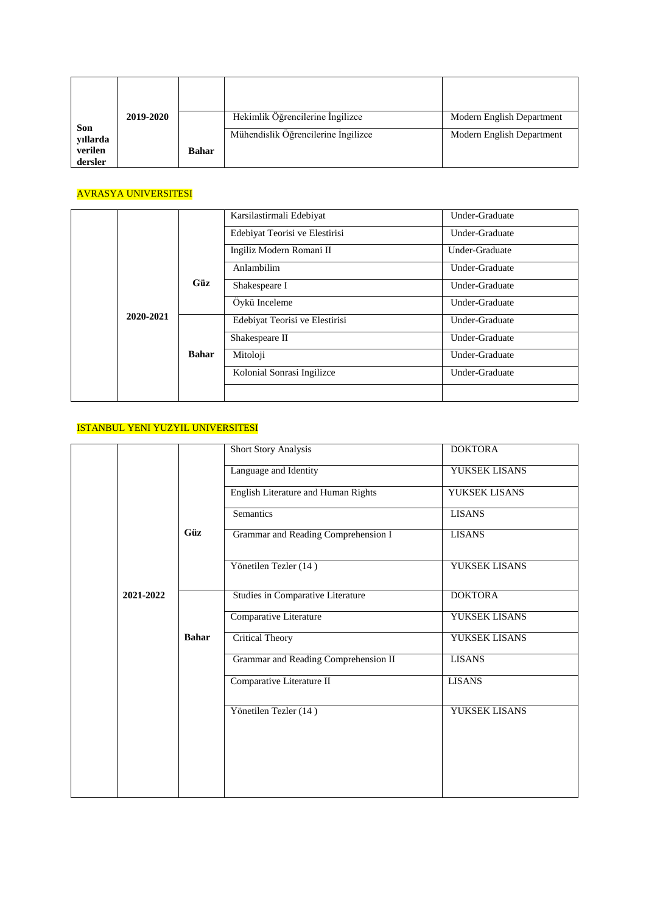| | | | | |
|---|---|---|---|---|
| | | | | |
| **Son yıllarda verilen dersler** | **2019-2020** | **Bahar** | Hekimlik Öğrencilerine İngilizce | Modern English Department |
| | | | Mühendislik Öğrencilerine İngilizce | Modern English Department |

AVRASYA UNIVERSITESI

| | | | | |
|---|---|---|---|---|
| | **2020-2021** | **Güz** | Karsilastirmali Edebiyat | Under-Graduate |
| | | | Edebiyat Teorisi ve Elestirisi | Under-Graduate |
| | | | Ingiliz Modern Romani II | Under-Graduate |
| | | | Anlambilim | Under-Graduate |
| | | | Shakespeare I | Under-Graduate |
| | | | Öykü Inceleme | Under-Graduate |
| | | **Bahar** | Edebiyat Teorisi ve Elestirisi | Under-Graduate |
| | | | Shakespeare II | Under-Graduate |
| | | | Mitoloji | Under-Graduate |
| | | | Kolonial Sonrasi Ingilizce | Under-Graduate |
| | | | | |

ISTANBUL YENI YUZYIL UNIVERSITESI

| | | | | |
|---|---|---|---|---|
| | **2021-2022** | **Güz** | Short Story Analysis | DOKTORA |
| | | | Language and Identity | YUKSEK LISANS |
| | | | English Literature and Human Rights | YUKSEK LISANS |
| | | | Semantics | LISANS |
| | | | Grammar and Reading Comprehension I | LISANS |
| | | | Yönetilen Tezler (14 ) | YUKSEK LISANS |
| | | **Bahar** | Studies in Comparative Literature | DOKTORA |
| | | | Comparative Literature | YUKSEK LISANS |
| | | | Critical Theory | YUKSEK LISANS |
| | | | Grammar and Reading Comprehension II | LISANS |
| | | | Comparative Literature II | LISANS |
| | | | Yönetilen Tezler (14 ) | YUKSEK LISANS |